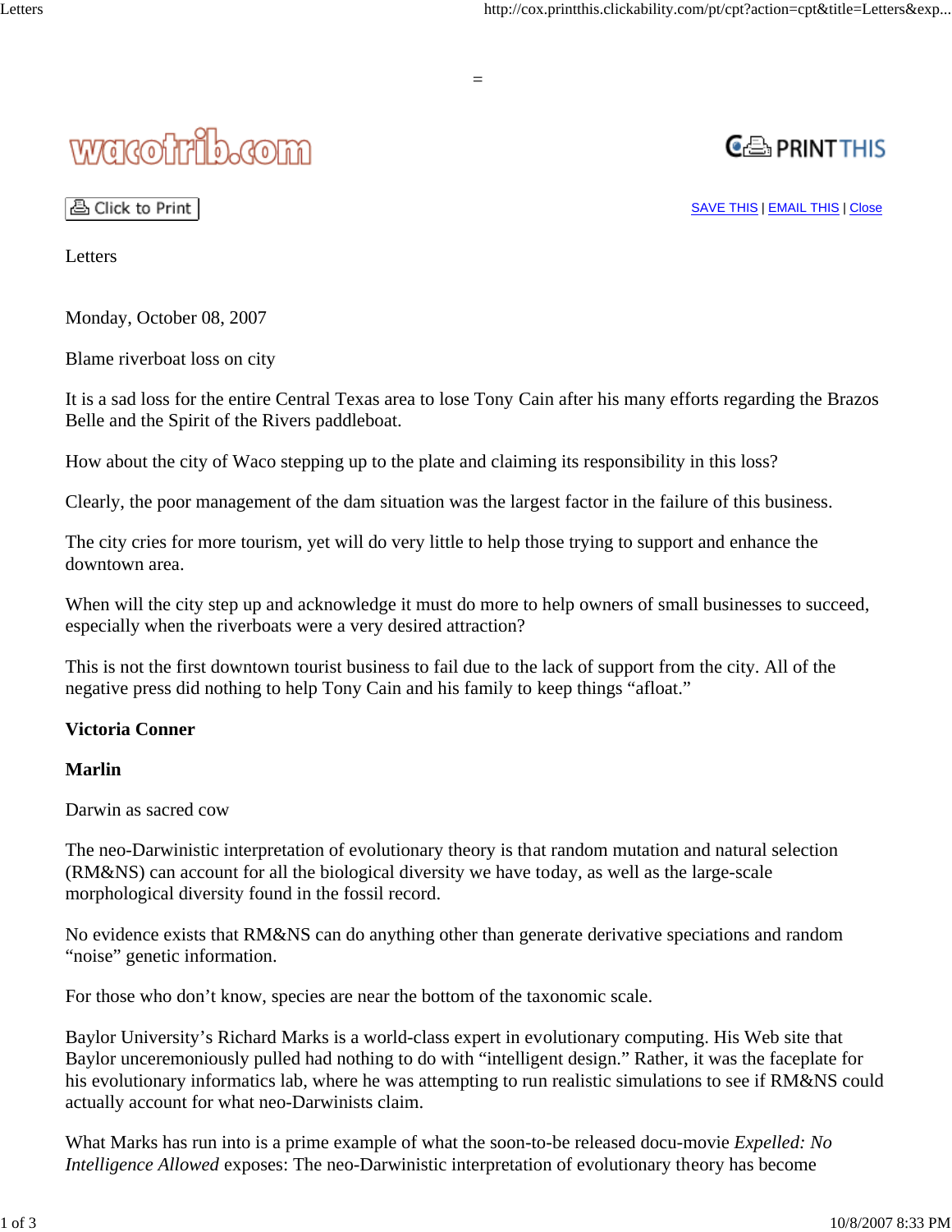wacotrib.com

Letters

Monday, October 08, 2007

Blame riverboat loss on city

It is a sad loss for the entire Central Texas area to lose Tony Cain after his many efforts regarding the Brazos Belle and the Spirit of the Rivers paddleboat.

How about the city of Waco stepping up to the plate and claiming its responsibility in this loss?

Clearly, the poor management of the dam situation was the largest factor in the failure of this business.

The city cries for more tourism, yet will do very little to help those trying to support and enhance the downtown area.

When will the city step up and acknowledge it must do more to help owners of small businesses to succeed, especially when the riverboats were a very desired attraction?

This is not the first downtown tourist business to fail due to the lack of support from the city. All of the negative press did nothing to help Tony Cain and his family to keep things "afloat."

**Victoria Conner**

**Marlin**

Darwin as sacred cow

The neo-Darwinistic interpretation of evolutionary theory is that random mutation and natural selection (RM&NS) can account for all the biological diversity we have today, as well as the large-scale morphological diversity found in the fossil record.

No evidence exists that RM&NS can do anything other than generate derivative speciations and random "noise" genetic information.

For those who don't know, species are near the bottom of the taxonomic scale.

Baylor University's Richard Marks is a world-class expert in evolutionary computing. His Web site that Baylor unceremoniously pulled had nothing to do with "intelligent design." Rather, it was the faceplate for his evolutionary informatics lab, where he was attempting to run realistic simulations to see if RM&NS could actually account for what neo-Darwinists claim.

What Marks has run into is a prime example of what the soon-to-be released docu-movie *Expelled: No Intelligence Allowed* exposes: The neo-Darwinistic interpretation of evolutionary theory has become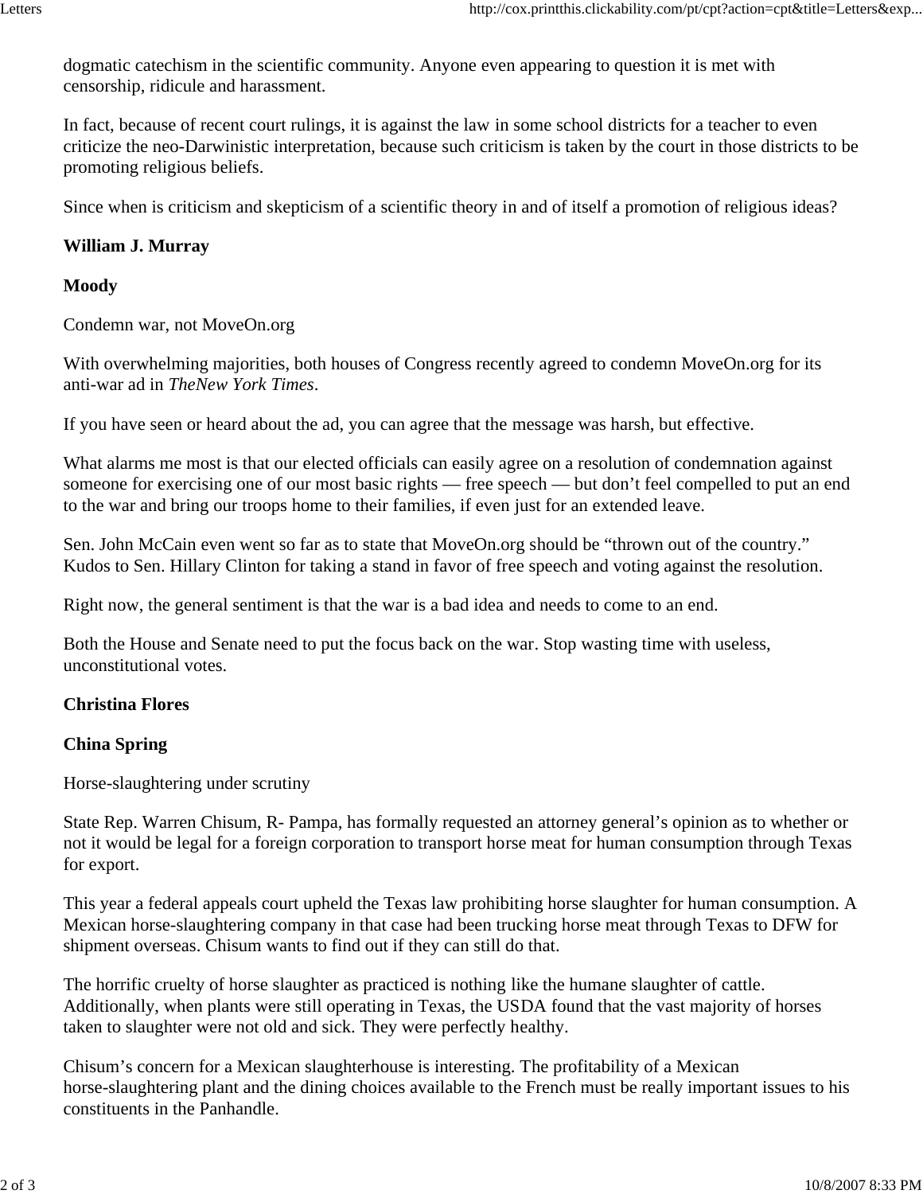dogmatic catechism in the scientific community. Anyone even appearing to question it is met with censorship, ridicule and harassment.

In fact, because of recent court rulings, it is against the law in some school districts for a teacher to even criticize the neo-Darwinistic interpretation, because such criticism is taken by the court in those districts to be promoting religious beliefs.

Since when is criticism and skepticism of a scientific theory in and of itself a promotion of religious ideas?

**William J. Murray**

**Moody**

Condemn war, not MoveOn.org

With overwhelming majorities, both houses of Congress recently agreed to condemn MoveOn.org for its anti-war ad in *TheNew York Times*.

If you have seen or heard about the ad, you can agree that the message was harsh, but effective.

What alarms me most is that our elected officials can easily agree on a resolution of condemnation against someone for exercising one of our most basic rights — free speech — but don't feel compelled to put an end to the war and bring our troops home to their families, if even just for an extended leave.

Sen. John McCain even went so far as to state that MoveOn.org should be "thrown out of the country." Kudos to Sen. Hillary Clinton for taking a stand in favor of free speech and voting against the resolution.

Right now, the general sentiment is that the war is a bad idea and needs to come to an end.

Both the House and Senate need to put the focus back on the war. Stop wasting time with useless, unconstitutional votes.

**Christina Flores**

**China Spring**

Horse-slaughtering under scrutiny

State Rep. Warren Chisum, R- Pampa, has formally requested an attorney general's opinion as to whether or not it would be legal for a foreign corporation to transport horse meat for human consumption through Texas for export.

This year a federal appeals court upheld the Texas law prohibiting horse slaughter for human consumption. A Mexican horse-slaughtering company in that case had been trucking horse meat through Texas to DFW for shipment overseas. Chisum wants to find out if they can still do that.

The horrific cruelty of horse slaughter as practiced is nothing like the humane slaughter of cattle. Additionally, when plants were still operating in Texas, the USDA found that the vast majority of horses taken to slaughter were not old and sick. They were perfectly healthy.

Chisum's concern for a Mexican slaughterhouse is interesting. The profitability of a Mexican horse-slaughtering plant and the dining choices available to the French must be really important issues to his constituents in the Panhandle.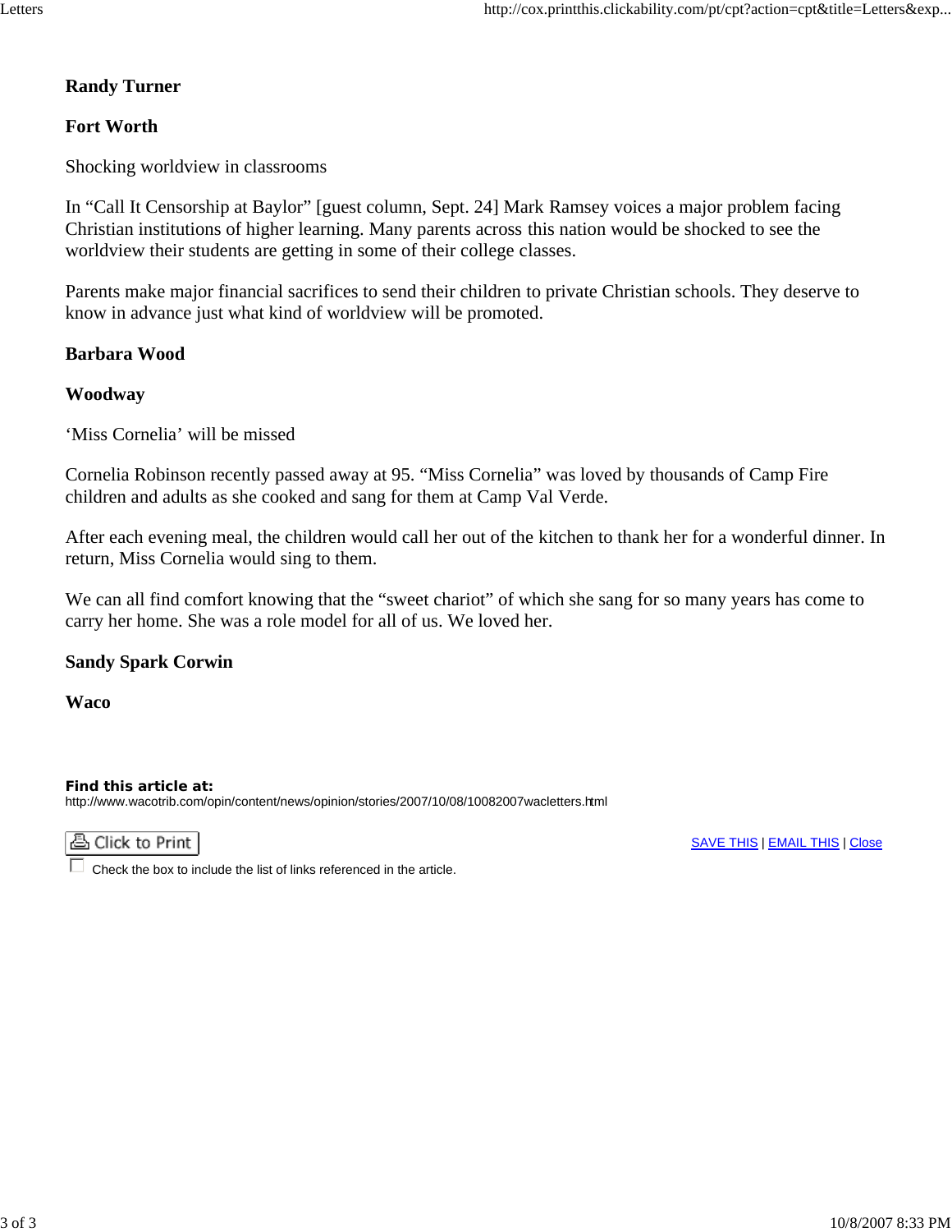**Randy Turner**

**Fort Worth**

Shocking worldview in classrooms

In “Call It Censorship at Baylor” [guest column, Sept. 24] Mark Ramsey voices a major problem facing Christian institutions of higher learning. Many parents across this nation would be shocked to see the worldview their students are getting in some of their college classes.

Parents make major financial sacrifices to send their children to private Christian schools. They deserve to know in advance just what kind of worldview will be promoted.

**Barbara Wood**

**Woodway**

‘Miss Cornelia’ will be missed

Cornelia Robinson recently passed away at 95. “Miss Cornelia” was loved by thousands of Camp Fire children and adults as she cooked and sang for them at Camp Val Verde.

After each evening meal, the children would call her out of the kitchen to thank her for a wonderful dinner. In return, Miss Cornelia would sing to them.

We can all find comfort knowing that the “sweet chariot” of which she sang for so many years has come to carry her home. She was a role model for all of us. We loved her.

**Sandy Spark Corwin**

**Waco**

**Find this article at:**
http://www.wacotrib.com/opin/content/news/opinion/stories/2007/10/08/10082007wacletters.html

Click to Print

SAVE THIS | EMAIL THIS | Close

Check the box to include the list of links referenced in the article.